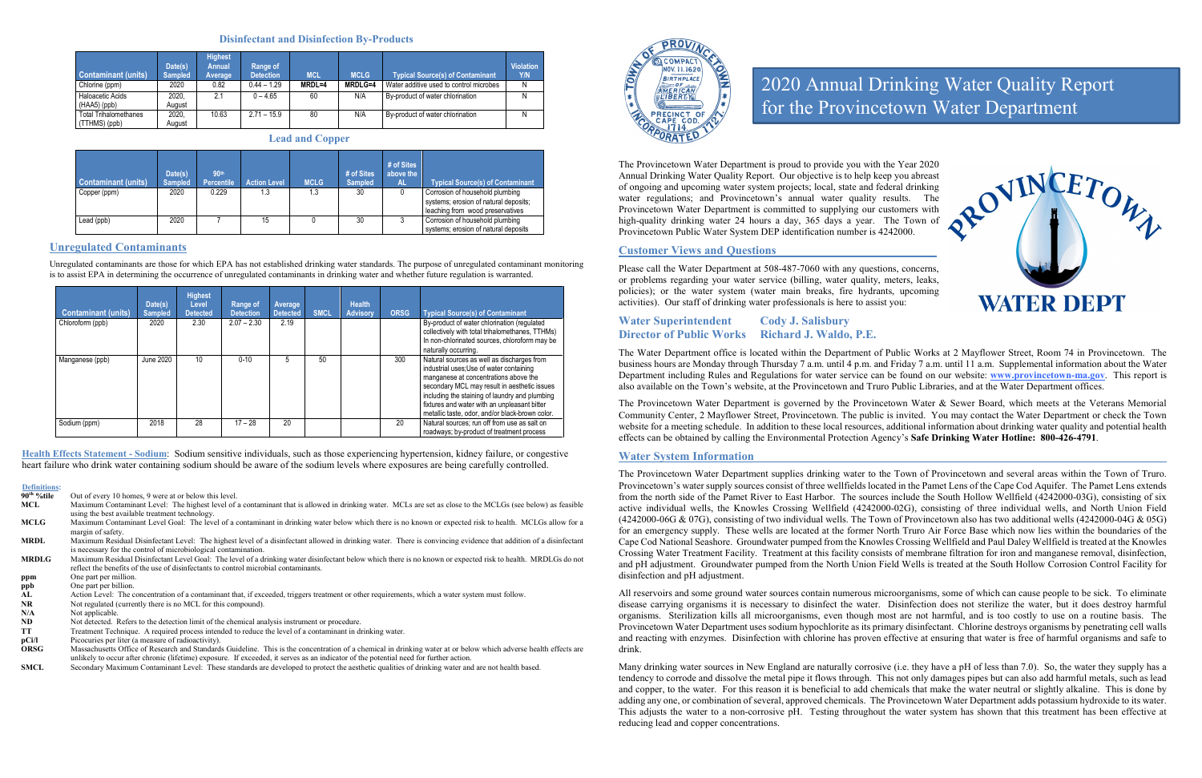# 2020 Annual Drinking Water Quality Report for the Provincetown Water Department

The Provincetown Water Department is proud to provide you with the Year 2020 Annual Drinking Water Quality Report. Our objective is to help keep you abreast of ongoing and upcoming water system projects; local, state and federal drinking water regulations; and Provincetown's annual water quality results. The Provincetown Water Department is committed to supplying our customers with high-quality drinking water 24 hours a day, 365 days a year. The Town of Provincetown Public Water System DEP identification number is 4242000.

## Customer Views and Questions

Please call the Water Department at 508-487-7060 with any questions, concerns, or problems regarding your water service (billing, water quality, meters, leaks, policies); or the water system (water main breaks, fire hydrants, upcoming activities). Our staff of drinking water professionals is here to assist you:

**Water Superintendent** — **Cody J. Salisbury**
**Director of Public Works** — **Richard J. Waldo, P.E.**

The Water Department office is located within the Department of Public Works at 2 Mayflower Street, Room 74 in Provincetown. The business hours are Monday through Thursday 7 a.m. until 4 p.m. and Friday 7 a.m. until 11 a.m. Supplemental information about the Water Department including Rules and Regulations for water service can be found on our website: **www.provincetown-ma.gov**. This report is also available on the Town's website, at the Provincetown and Truro Public Libraries, and at the Water Department offices.

The Provincetown Water Department is governed by the Provincetown Water & Sewer Board, which meets at the Veterans Memorial Community Center, 2 Mayflower Street, Provincetown. The public is invited. You may contact the Water Department or check the Town website for a meeting schedule. In addition to these local resources, additional information about drinking water quality and potential health effects can be obtained by calling the Environmental Protection Agency's **Safe Drinking Water Hotline: 800-426-4791**.

## Water System Information

The Provincetown Water Department supplies drinking water to the Town of Provincetown and several areas within the Town of Truro. Provincetown's water supply sources consist of three wellfields located in the Pamet Lens of the Cape Cod Aquifer. The Pamet Lens extends from the north side of the Pamet River to East Harbor. The sources include the South Hollow Wellfield (4242000-03G), consisting of six active individual wells, the Knowles Crossing Wellfield (4242000-02G), consisting of three individual wells, and North Union Field (4242000-06G & 07G), consisting of two individual wells. The Town of Provincetown also has two additional wells (4242000-04G & 05G) for an emergency supply. These wells are located at the former North Truro Air Force Base which now lies within the boundaries of the Cape Cod National Seashore. Groundwater pumped from the Knowles Crossing Wellfield and Paul Daley Wellfield is treated at the Knowles Crossing Water Treatment Facility. Treatment at this facility consists of membrane filtration for iron and manganese removal, disinfection, and pH adjustment. Groundwater pumped from the North Union Field Wells is treated at the South Hollow Corrosion Control Facility for disinfection and pH adjustment.

All reservoirs and some ground water sources contain numerous microorganisms, some of which can cause people to be sick. To eliminate disease carrying organisms it is necessary to disinfect the water. Disinfection does not sterilize the water, but it does destroy harmful organisms. Sterilization kills all microorganisms, even though most are not harmful, and is too costly to use on a routine basis. The Provincetown Water Department uses sodium hypochlorite as its primary disinfectant. Chlorine destroys organisms by penetrating cell walls and reacting with enzymes. Disinfection with chlorine has proven effective at ensuring that water is free of harmful organisms and safe to drink.

Many drinking water sources in New England are naturally corrosive (i.e. they have a pH of less than 7.0). So, the water they supply has a tendency to corrode and dissolve the metal pipe it flows through. This not only damages pipes but can also add harmful metals, such as lead and copper, to the water. For this reason it is beneficial to add chemicals that make the water neutral or slightly alkaline. This is done by adding any one, or combination of several, approved chemicals. The Provincetown Water Department adds potassium hydroxide to its water. This adjusts the water to a non-corrosive pH. Testing throughout the water system has shown that treatment has been effective at reducing lead and copper concentrations.

## Disinfectant and Disinfection By-Products

| Contaminant (units) | Date(s) Sampled | Highest Annual Average | Range of Detection | MCL | MCLG | Typical Source(s) of Contaminant | Violation Y/N |
|---|---|---|---|---|---|---|---|
| Chlorine (ppm) | 2020 | 0.82 | 0.44 – 1.29 | MRDL=4 | MRDLG=4 | Water additive used to control microbes | N |
| Haloacetic Acids (HAA5) (ppb) | 2020, August | 2.1 | 0 – 4.65 | 60 | N/A | By-product of water chlorination | N |
| Total Trihalomethanes (TTHMS) (ppb) | 2020, August | 10.63 | 2.71 – 15.9 | 80 | N/A | By-product of water chlorination | N |

## Lead and Copper

| Contaminant (units) | Date(s) Sampled | 90th Percentile | Action Level | MCLG | # of Sites Sampled | # of Sites above the AL | Typical Source(s) of Contaminant |
|---|---|---|---|---|---|---|---|
| Copper (ppm) | 2020 | 0.229 | 1.3 | 1.3 | 30 | 0 | Corrosion of household plumbing systems; erosion of natural deposits; leaching from wood preservatives |
| Lead (ppb) | 2020 | 7 | 15 | 0 | 30 | 3 | Corrosion of household plumbing systems; erosion of natural deposits |

## Unregulated Contaminants

Unregulated contaminants are those for which EPA has not established drinking water standards. The purpose of unregulated contaminant monitoring is to assist EPA in determining the occurrence of unregulated contaminants in drinking water and whether future regulation is warranted.

| Contaminant (units) | Date(s) Sampled | Highest Level Detected | Range of Detection | Average Detected | SMCL | Health Advisory | ORSG | Typical Source(s) of Contaminant |
|---|---|---|---|---|---|---|---|---|
| Chloroform (ppb) | 2020 | 2.30 | 2.07 – 2.30 | 2.19 | | | | By-product of water chlorination (regulated collectively with total trihalomethanes, TTHMs) In non-chlorinated sources, chloroform may be naturally occurring. |
| Manganese (ppb) | June 2020 | 10 | 0-10 | 5 | 50 | | 300 | Natural sources as well as discharges from industrial uses:Use of water containing manganese at concentrations above the secondary MCL may result in aesthetic issues including the staining of laundry and plumbing fixtures and water with an unpleasant bitter metallic taste, odor, and/or black-brown color. |
| Sodium (ppm) | 2018 | 28 | 17 – 28 | 20 | | | 20 | Natural sources; run off from use as salt on roadways; by-product of treatment process |

**Health Effects Statement - Sodium**: Sodium sensitive individuals, such as those experiencing hypertension, kidney failure, or congestive heart failure who drink water containing sodium should be aware of the sodium levels where exposures are being carefully controlled.

**Definitions:**

- **90th %tile** Out of every 10 homes, 9 were at or below this level.
- **MCL** Maximum Contaminant Level: The highest level of a contaminant that is allowed in drinking water. MCLs are set as close to the MCLGs (see below) as feasible using the best available treatment technology.
- **MCLG** Maximum Contaminant Level Goal: The level of a contaminant in drinking water below which there is no known or expected risk to health. MCLGs allow for a margin of safety.
- **MRDL** Maximum Residual Disinfectant Level: The highest level of a disinfectant allowed in drinking water. There is convincing evidence that addition of a disinfectant is necessary for the control of microbiological contamination.
- **MRDLG** Maximum Residual Disinfectant Level Goal: The level of a drinking water disinfectant below which there is no known or expected risk to health. MRDLGs do not reflect the benefits of the use of disinfectants to control microbial contaminants.
- **ppm** One part per million.
- **ppb** One part per billion.
- **AL** Action Level: The concentration of a contaminant that, if exceeded, triggers treatment or other requirements, which a water system must follow.
- **NR** Not regulated (currently there is no MCL for this compound).
- **N/A** Not applicable.
- **ND** Not detected. Refers to the detection limit of the chemical analysis instrument or procedure.
- **TT** Treatment Technique. A required process intended to reduce the level of a contaminant in drinking water.
- **pCi/l** Picocuries per liter (a measure of radioactivity).
- **ORSG** Massachusetts Office of Research and Standards Guideline. This is the concentration of a chemical in drinking water at or below which adverse health effects are unlikely to occur after chronic (lifetime) exposure. If exceeded, it serves as an indicator of the potential need for further action.
- **SMCL** Secondary Maximum Contaminant Level: These standards are developed to protect the aesthetic qualities of drinking water and are not health based.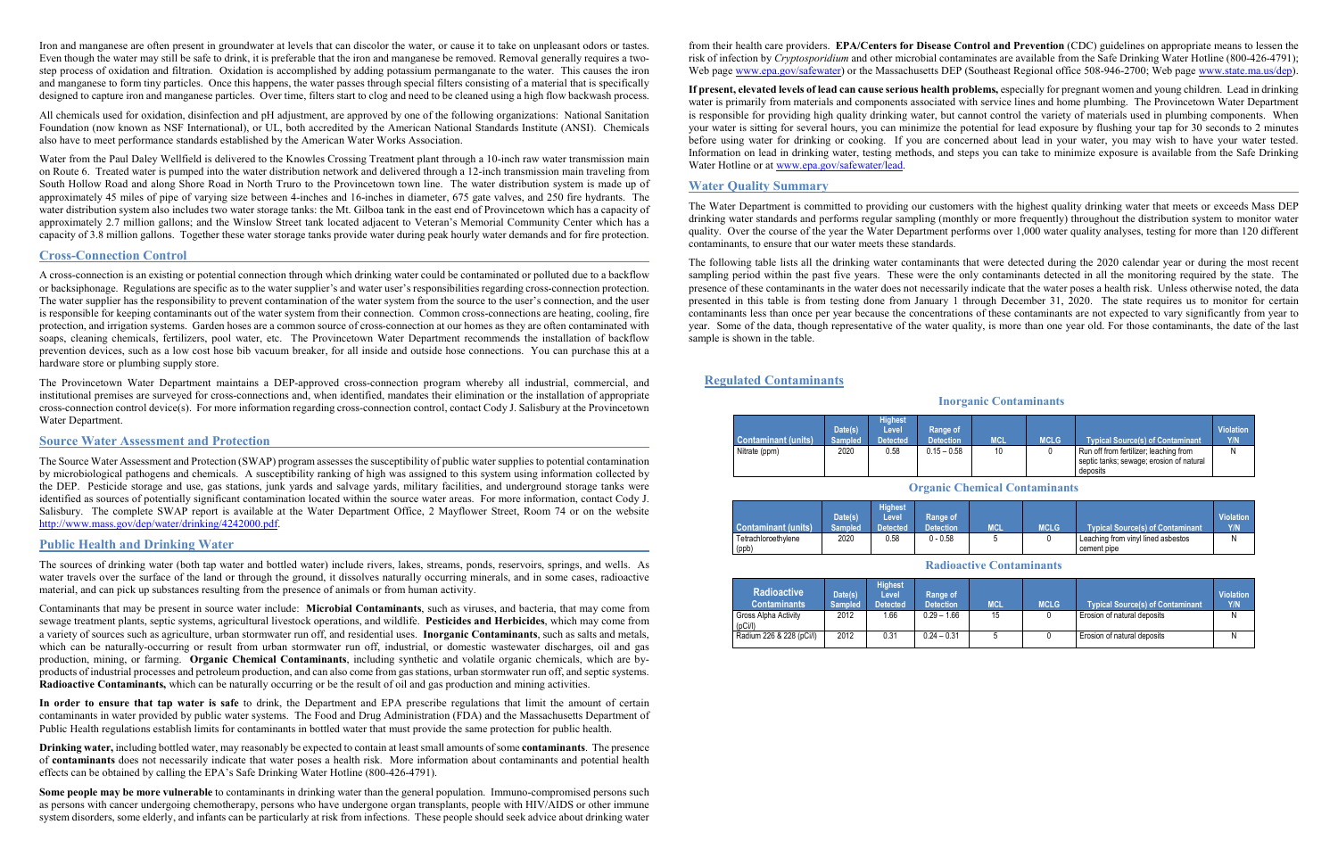Iron and manganese are often present in groundwater at levels that can discolor the water, or cause it to take on unpleasant odors or tastes. Even though the water may still be safe to drink, it is preferable that the iron and manganese be removed. Removal generally requires a two-step process of oxidation and filtration. Oxidation is accomplished by adding potassium permanganate to the water. This causes the iron and manganese to form tiny particles. Once this happens, the water passes through special filters consisting of a material that is specifically designed to capture iron and manganese particles. Over time, filters start to clog and need to be cleaned using a high flow backwash process.

All chemicals used for oxidation, disinfection and pH adjustment, are approved by one of the following organizations: National Sanitation Foundation (now known as NSF International), or UL, both accredited by the American National Standards Institute (ANSI). Chemicals also have to meet performance standards established by the American Water Works Association.

Water from the Paul Daley Wellfield is delivered to the Knowles Crossing Treatment plant through a 10-inch raw water transmission main on Route 6. Treated water is pumped into the water distribution network and delivered through a 12-inch transmission main traveling from South Hollow Road and along Shore Road in North Truro to the Provincetown town line. The water distribution system is made up of approximately 45 miles of pipe of varying size between 4-inches and 16-inches in diameter, 675 gate valves, and 250 fire hydrants. The water distribution system also includes two water storage tanks: the Mt. Gilboa tank in the east end of Provincetown which has a capacity of approximately 2.7 million gallons; and the Winslow Street tank located adjacent to Veteran's Memorial Community Center which has a capacity of 3.8 million gallons. Together these water storage tanks provide water during peak hourly water demands and for fire protection.

## Cross-Connection Control

A cross-connection is an existing or potential connection through which drinking water could be contaminated or polluted due to a backflow or backsiphonage. Regulations are specific as to the water supplier's and water user's responsibilities regarding cross-connection protection. The water supplier has the responsibility to prevent contamination of the water system from the source to the user's connection, and the user is responsible for keeping contaminants out of the water system from their connection. Common cross-connections are heating, cooling, fire protection, and irrigation systems. Garden hoses are a common source of cross-connection at our homes as they are often contaminated with soaps, cleaning chemicals, fertilizers, pool water, etc. The Provincetown Water Department recommends the installation of backflow prevention devices, such as a low cost hose bib vacuum breaker, for all inside and outside hose connections. You can purchase this at a hardware store or plumbing supply store.

The Provincetown Water Department maintains a DEP-approved cross-connection program whereby all industrial, commercial, and institutional premises are surveyed for cross-connections and, when identified, mandates their elimination or the installation of appropriate cross-connection control device(s). For more information regarding cross-connection control, contact Cody J. Salisbury at the Provincetown Water Department.

## Source Water Assessment and Protection

The Source Water Assessment and Protection (SWAP) program assesses the susceptibility of public water supplies to potential contamination by microbiological pathogens and chemicals. A susceptibility ranking of high was assigned to this system using information collected by the DEP. Pesticide storage and use, gas stations, junk yards and salvage yards, military facilities, and underground storage tanks were identified as sources of potentially significant contamination located within the source water areas. For more information, contact Cody J. Salisbury. The complete SWAP report is available at the Water Department Office, 2 Mayflower Street, Room 74 or on the website http://www.mass.gov/dep/water/drinking/4242000.pdf.

## Public Health and Drinking Water

The sources of drinking water (both tap water and bottled water) include rivers, lakes, streams, ponds, reservoirs, springs, and wells. As water travels over the surface of the land or through the ground, it dissolves naturally occurring minerals, and in some cases, radioactive material, and can pick up substances resulting from the presence of animals or from human activity.

Contaminants that may be present in source water include: **Microbial Contaminants**, such as viruses, and bacteria, that may come from sewage treatment plants, septic systems, agricultural livestock operations, and wildlife. **Pesticides and Herbicides**, which may come from a variety of sources such as agriculture, urban stormwater run off, and residential uses. **Inorganic Contaminants**, such as salts and metals, which can be naturally-occurring or result from urban stormwater run off, industrial, or domestic wastewater discharges, oil and gas production, mining, or farming. **Organic Chemical Contaminants**, including synthetic and volatile organic chemicals, which are by-products of industrial processes and petroleum production, and can also come from gas stations, urban stormwater run off, and septic systems. **Radioactive Contaminants,** which can be naturally occurring or be the result of oil and gas production and mining activities.

**In order to ensure that tap water is safe** to drink, the Department and EPA prescribe regulations that limit the amount of certain contaminants in water provided by public water systems. The Food and Drug Administration (FDA) and the Massachusetts Department of Public Health regulations establish limits for contaminants in bottled water that must provide the same protection for public health.

**Drinking water,** including bottled water, may reasonably be expected to contain at least small amounts of some **contaminants**. The presence of **contaminants** does not necessarily indicate that water poses a health risk. More information about contaminants and potential health effects can be obtained by calling the EPA's Safe Drinking Water Hotline (800-426-4791).

**Some people may be more vulnerable** to contaminants in drinking water than the general population. Immuno-compromised persons such as persons with cancer undergoing chemotherapy, persons who have undergone organ transplants, people with HIV/AIDS or other immune system disorders, some elderly, and infants can be particularly at risk from infections. These people should seek advice about drinking water from their health care providers. **EPA/Centers for Disease Control and Prevention** (CDC) guidelines on appropriate means to lessen the risk of infection by *Cryptosporidium* and other microbial contaminates are available from the Safe Drinking Water Hotline (800-426-4791); Web page www.epa.gov/safewater) or the Massachusetts DEP (Southeast Regional office 508-946-2700; Web page www.state.ma.us/dep).

**If present, elevated levels of lead can cause serious health problems,** especially for pregnant women and young children. Lead in drinking water is primarily from materials and components associated with service lines and home plumbing. The Provincetown Water Department is responsible for providing high quality drinking water, but cannot control the variety of materials used in plumbing components. When your water is sitting for several hours, you can minimize the potential for lead exposure by flushing your tap for 30 seconds to 2 minutes before using water for drinking or cooking. If you are concerned about lead in your water, you may wish to have your water tested. Information on lead in drinking water, testing methods, and steps you can take to minimize exposure is available from the Safe Drinking Water Hotline or at www.epa.gov/safewater/lead.

## Water Quality Summary

The Water Department is committed to providing our customers with the highest quality drinking water that meets or exceeds Mass DEP drinking water standards and performs regular sampling (monthly or more frequently) throughout the distribution system to monitor water quality. Over the course of the year the Water Department performs over 1,000 water quality analyses, testing for more than 120 different contaminants, to ensure that our water meets these standards.

The following table lists all the drinking water contaminants that were detected during the 2020 calendar year or during the most recent sampling period within the past five years. These were the only contaminants detected in all the monitoring required by the state. The presence of these contaminants in the water does not necessarily indicate that the water poses a health risk. Unless otherwise noted, the data presented in this table is from testing done from January 1 through December 31, 2020. The state requires us to monitor for certain contaminants less than once per year because the concentrations of these contaminants are not expected to vary significantly from year to year. Some of the data, though representative of the water quality, is more than one year old. For those contaminants, the date of the last sample is shown in the table.

## Regulated Contaminants

### Inorganic Contaminants

| Contaminant (units) | Date(s) Sampled | Highest Level Detected | Range of Detection | MCL | MCLG | Typical Source(s) of Contaminant | Violation Y/N |
|---|---|---|---|---|---|---|---|
| Nitrate (ppm) | 2020 | 0.58 | 0.15 – 0.58 | 10 | 0 | Run off from fertilizer; leaching from septic tanks; sewage; erosion of natural deposits | N |

### Organic Chemical Contaminants

| Contaminant (units) | Date(s) Sampled | Highest Level Detected | Range of Detection | MCL | MCLG | Typical Source(s) of Contaminant | Violation Y/N |
|---|---|---|---|---|---|---|---|
| Tetrachloroethylene (ppb) | 2020 | 0.58 | 0 - 0.58 | 5 | 0 | Leaching from vinyl lined asbestos cement pipe | N |

### Radioactive Contaminants

| Radioactive Contaminants | Date(s) Sampled | Highest Level Detected | Range of Detection | MCL | MCLG | Typical Source(s) of Contaminant | Violation Y/N |
|---|---|---|---|---|---|---|---|
| Gross Alpha Activity (pCi/l) | 2012 | 1.66 | 0.29 – 1.66 | 15 | 0 | Erosion of natural deposits | N |
| Radium 226 & 228 (pCi/l) | 2012 | 0.31 | 0.24 – 0.31 | 5 | 0 | Erosion of natural deposits | N |